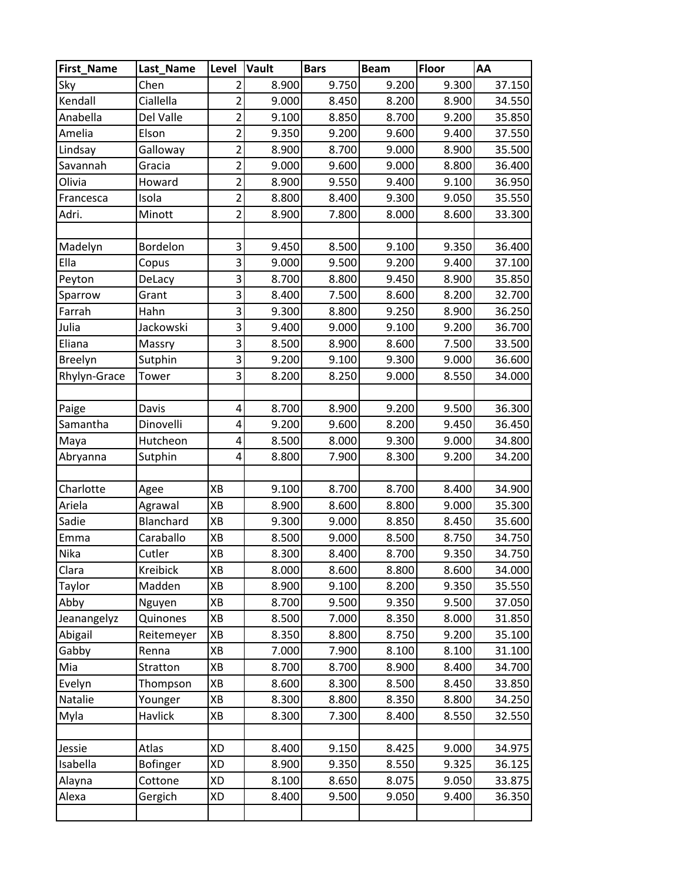| First_Name | Last_Name | Level | Vault | Bars | Beam | Floor | AA |
|---|---|---|---|---|---|---|---|
| Sky | Chen | 2 | 8.900 | 9.750 | 9.200 | 9.300 | 37.150 |
| Kendall | Ciallella | 2 | 9.000 | 8.450 | 8.200 | 8.900 | 34.550 |
| Anabella | Del Valle | 2 | 9.100 | 8.850 | 8.700 | 9.200 | 35.850 |
| Amelia | Elson | 2 | 9.350 | 9.200 | 9.600 | 9.400 | 37.550 |
| Lindsay | Galloway | 2 | 8.900 | 8.700 | 9.000 | 8.900 | 35.500 |
| Savannah | Gracia | 2 | 9.000 | 9.600 | 9.000 | 8.800 | 36.400 |
| Olivia | Howard | 2 | 8.900 | 9.550 | 9.400 | 9.100 | 36.950 |
| Francesca | Isola | 2 | 8.800 | 8.400 | 9.300 | 9.050 | 35.550 |
| Adri. | Minott | 2 | 8.900 | 7.800 | 8.000 | 8.600 | 33.300 |
| | | | | | | | |
| Madelyn | Bordelon | 3 | 9.450 | 8.500 | 9.100 | 9.350 | 36.400 |
| Ella | Copus | 3 | 9.000 | 9.500 | 9.200 | 9.400 | 37.100 |
| Peyton | DeLacy | 3 | 8.700 | 8.800 | 9.450 | 8.900 | 35.850 |
| Sparrow | Grant | 3 | 8.400 | 7.500 | 8.600 | 8.200 | 32.700 |
| Farrah | Hahn | 3 | 9.300 | 8.800 | 9.250 | 8.900 | 36.250 |
| Julia | Jackowski | 3 | 9.400 | 9.000 | 9.100 | 9.200 | 36.700 |
| Eliana | Massry | 3 | 8.500 | 8.900 | 8.600 | 7.500 | 33.500 |
| Breelyn | Sutphin | 3 | 9.200 | 9.100 | 9.300 | 9.000 | 36.600 |
| Rhylyn-Grace | Tower | 3 | 8.200 | 8.250 | 9.000 | 8.550 | 34.000 |
| | | | | | | | |
| Paige | Davis | 4 | 8.700 | 8.900 | 9.200 | 9.500 | 36.300 |
| Samantha | Dinovelli | 4 | 9.200 | 9.600 | 8.200 | 9.450 | 36.450 |
| Maya | Hutcheon | 4 | 8.500 | 8.000 | 9.300 | 9.000 | 34.800 |
| Abryanna | Sutphin | 4 | 8.800 | 7.900 | 8.300 | 9.200 | 34.200 |
| | | | | | | | |
| Charlotte | Agee | XB | 9.100 | 8.700 | 8.700 | 8.400 | 34.900 |
| Ariela | Agrawal | XB | 8.900 | 8.600 | 8.800 | 9.000 | 35.300 |
| Sadie | Blanchard | XB | 9.300 | 9.000 | 8.850 | 8.450 | 35.600 |
| Emma | Caraballo | XB | 8.500 | 9.000 | 8.500 | 8.750 | 34.750 |
| Nika | Cutler | XB | 8.300 | 8.400 | 8.700 | 9.350 | 34.750 |
| Clara | Kreibick | XB | 8.000 | 8.600 | 8.800 | 8.600 | 34.000 |
| Taylor | Madden | XB | 8.900 | 9.100 | 8.200 | 9.350 | 35.550 |
| Abby | Nguyen | XB | 8.700 | 9.500 | 9.350 | 9.500 | 37.050 |
| Jeanangelyz | Quinones | XB | 8.500 | 7.000 | 8.350 | 8.000 | 31.850 |
| Abigail | Reitemeyer | XB | 8.350 | 8.800 | 8.750 | 9.200 | 35.100 |
| Gabby | Renna | XB | 7.000 | 7.900 | 8.100 | 8.100 | 31.100 |
| Mia | Stratton | XB | 8.700 | 8.700 | 8.900 | 8.400 | 34.700 |
| Evelyn | Thompson | XB | 8.600 | 8.300 | 8.500 | 8.450 | 33.850 |
| Natalie | Younger | XB | 8.300 | 8.800 | 8.350 | 8.800 | 34.250 |
| Myla | Havlick | XB | 8.300 | 7.300 | 8.400 | 8.550 | 32.550 |
| | | | | | | | |
| Jessie | Atlas | XD | 8.400 | 9.150 | 8.425 | 9.000 | 34.975 |
| Isabella | Bofinger | XD | 8.900 | 9.350 | 8.550 | 9.325 | 36.125 |
| Alayna | Cottone | XD | 8.100 | 8.650 | 8.075 | 9.050 | 33.875 |
| Alexa | Gergich | XD | 8.400 | 9.500 | 9.050 | 9.400 | 36.350 |
| | | | | | | | |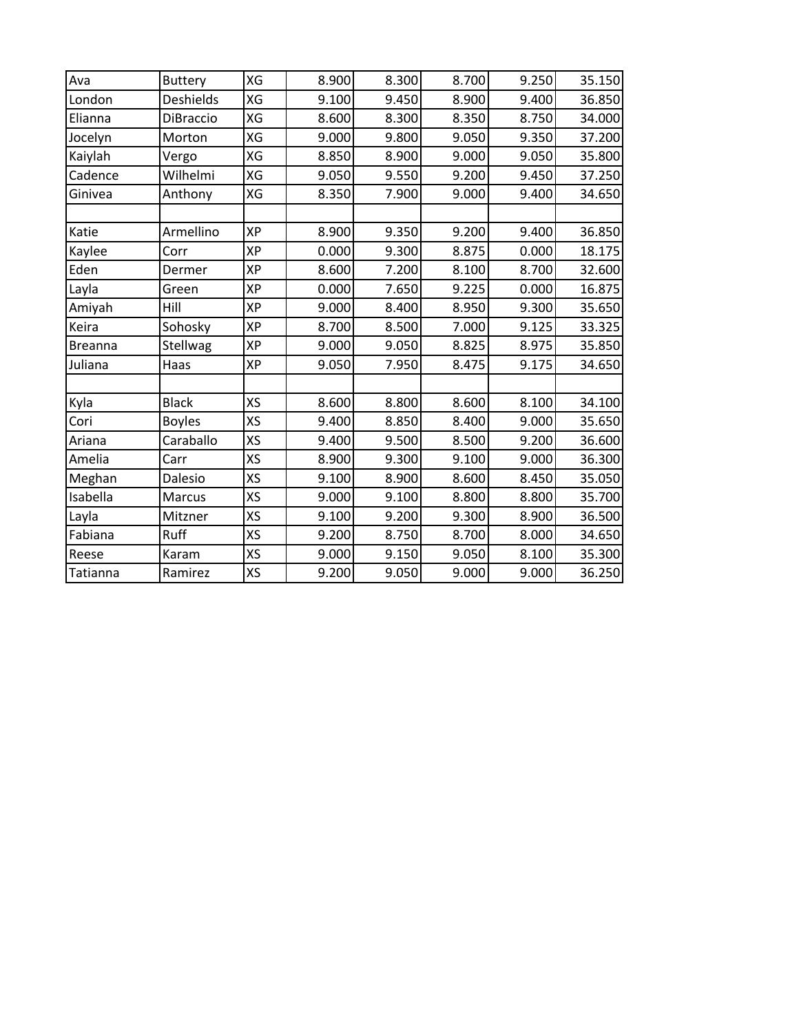| | | | | | | | |
|---|---|---|---|---|---|---|---|
| Ava | Buttery | XG | 8.900 | 8.300 | 8.700 | 9.250 | 35.150 |
| London | Deshields | XG | 9.100 | 9.450 | 8.900 | 9.400 | 36.850 |
| Elianna | DiBraccio | XG | 8.600 | 8.300 | 8.350 | 8.750 | 34.000 |
| Jocelyn | Morton | XG | 9.000 | 9.800 | 9.050 | 9.350 | 37.200 |
| Kaiylah | Vergo | XG | 8.850 | 8.900 | 9.000 | 9.050 | 35.800 |
| Cadence | Wilhelmi | XG | 9.050 | 9.550 | 9.200 | 9.450 | 37.250 |
| Ginivea | Anthony | XG | 8.350 | 7.900 | 9.000 | 9.400 | 34.650 |
| | | | | | | | |
| Katie | Armellino | XP | 8.900 | 9.350 | 9.200 | 9.400 | 36.850 |
| Kaylee | Corr | XP | 0.000 | 9.300 | 8.875 | 0.000 | 18.175 |
| Eden | Dermer | XP | 8.600 | 7.200 | 8.100 | 8.700 | 32.600 |
| Layla | Green | XP | 0.000 | 7.650 | 9.225 | 0.000 | 16.875 |
| Amiyah | Hill | XP | 9.000 | 8.400 | 8.950 | 9.300 | 35.650 |
| Keira | Sohosky | XP | 8.700 | 8.500 | 7.000 | 9.125 | 33.325 |
| Breanna | Stellwag | XP | 9.000 | 9.050 | 8.825 | 8.975 | 35.850 |
| Juliana | Haas | XP | 9.050 | 7.950 | 8.475 | 9.175 | 34.650 |
| | | | | | | | |
| Kyla | Black | XS | 8.600 | 8.800 | 8.600 | 8.100 | 34.100 |
| Cori | Boyles | XS | 9.400 | 8.850 | 8.400 | 9.000 | 35.650 |
| Ariana | Caraballo | XS | 9.400 | 9.500 | 8.500 | 9.200 | 36.600 |
| Amelia | Carr | XS | 8.900 | 9.300 | 9.100 | 9.000 | 36.300 |
| Meghan | Dalesio | XS | 9.100 | 8.900 | 8.600 | 8.450 | 35.050 |
| Isabella | Marcus | XS | 9.000 | 9.100 | 8.800 | 8.800 | 35.700 |
| Layla | Mitzner | XS | 9.100 | 9.200 | 9.300 | 8.900 | 36.500 |
| Fabiana | Ruff | XS | 9.200 | 8.750 | 8.700 | 8.000 | 34.650 |
| Reese | Karam | XS | 9.000 | 9.150 | 9.050 | 8.100 | 35.300 |
| Tatianna | Ramirez | XS | 9.200 | 9.050 | 9.000 | 9.000 | 36.250 |